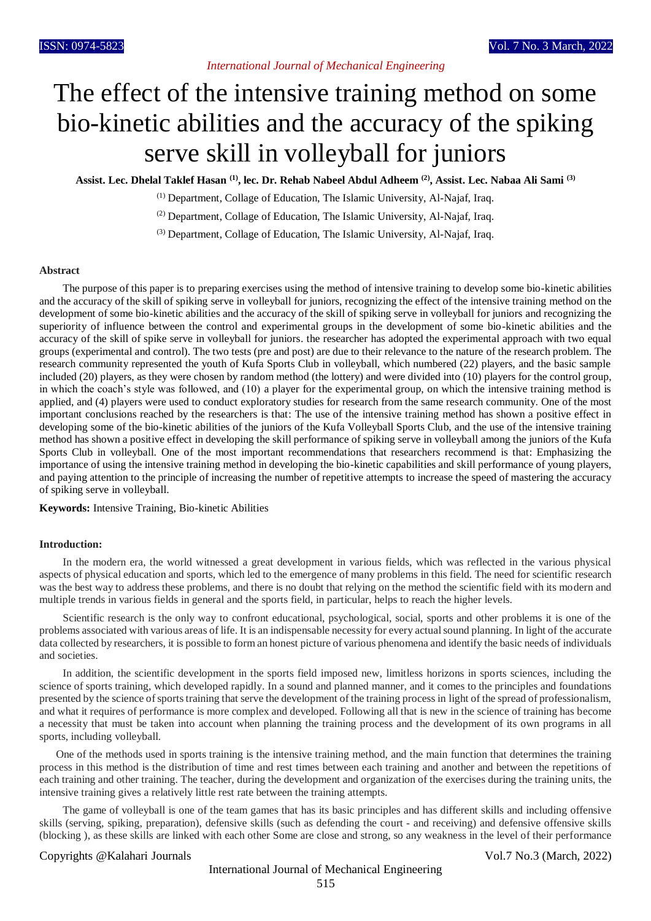# The effect of the intensive training method on some bio-kinetic abilities and the accuracy of the spiking serve skill in volleyball for juniors

**Assist. Lec. Dhelal Taklef Hasan [1], lec. Dr. Rehab Nabeel Abdul Adheem [2], Assist. Lec. Nabaa Ali Sami [3]**

[1] Department, Collage of Education, The Islamic University, Al-Najaf, Iraq.

[2] Department, Collage of Education, The Islamic University, Al-Najaf, Iraq.

[3] Department, Collage of Education, The Islamic University, Al-Najaf, Iraq.

## Abstract

The purpose of this paper is to preparing exercises using the method of intensive training to develop some bio-kinetic abilities and the accuracy of the skill of spiking serve in volleyball for juniors, recognizing the effect of the intensive training method on the development of some bio-kinetic abilities and the accuracy of the skill of spiking serve in volleyball for juniors and recognizing the superiority of influence between the control and experimental groups in the development of some bio-kinetic abilities and the accuracy of the skill of spike serve in volleyball for juniors. the researcher has adopted the experimental approach with two equal groups (experimental and control). The two tests (pre and post) are due to their relevance to the nature of the research problem. The research community represented the youth of Kufa Sports Club in volleyball, which numbered (22) players, and the basic sample included (20) players, as they were chosen by random method (the lottery) and were divided into (10) players for the control group, in which the coach's style was followed, and (10) a player for the experimental group, on which the intensive training method is applied, and (4) players were used to conduct exploratory studies for research from the same research community. One of the most important conclusions reached by the researchers is that: The use of the intensive training method has shown a positive effect in developing some of the bio-kinetic abilities of the juniors of the Kufa Volleyball Sports Club, and the use of the intensive training method has shown a positive effect in developing the skill performance of spiking serve in volleyball among the juniors of the Kufa Sports Club in volleyball. One of the most important recommendations that researchers recommend is that: Emphasizing the importance of using the intensive training method in developing the bio-kinetic capabilities and skill performance of young players, and paying attention to the principle of increasing the number of repetitive attempts to increase the speed of mastering the accuracy of spiking serve in volleyball.

**Keywords:** Intensive Training, Bio-kinetic Abilities

## Introduction:

In the modern era, the world witnessed a great development in various fields, which was reflected in the various physical aspects of physical education and sports, which led to the emergence of many problems in this field. The need for scientific research was the best way to address these problems, and there is no doubt that relying on the method the scientific field with its modern and multiple trends in various fields in general and the sports field, in particular, helps to reach the higher levels.

Scientific research is the only way to confront educational, psychological, social, sports and other problems it is one of the problems associated with various areas of life. It is an indispensable necessity for every actual sound planning. In light of the accurate data collected by researchers, it is possible to form an honest picture of various phenomena and identify the basic needs of individuals and societies.

In addition, the scientific development in the sports field imposed new, limitless horizons in sports sciences, including the science of sports training, which developed rapidly. In a sound and planned manner, and it comes to the principles and foundations presented by the science of sports training that serve the development of the training process in light of the spread of professionalism, and what it requires of performance is more complex and developed. Following all that is new in the science of training has become a necessity that must be taken into account when planning the training process and the development of its own programs in all sports, including volleyball.

One of the methods used in sports training is the intensive training method, and the main function that determines the training process in this method is the distribution of time and rest times between each training and another and between the repetitions of each training and other training. The teacher, during the development and organization of the exercises during the training units, the intensive training gives a relatively little rest rate between the training attempts.

The game of volleyball is one of the team games that has its basic principles and has different skills and including offensive skills (serving, spiking, preparation), defensive skills (such as defending the court - and receiving) and defensive offensive skills (blocking ), as these skills are linked with each other Some are close and strong, so any weakness in the level of their performance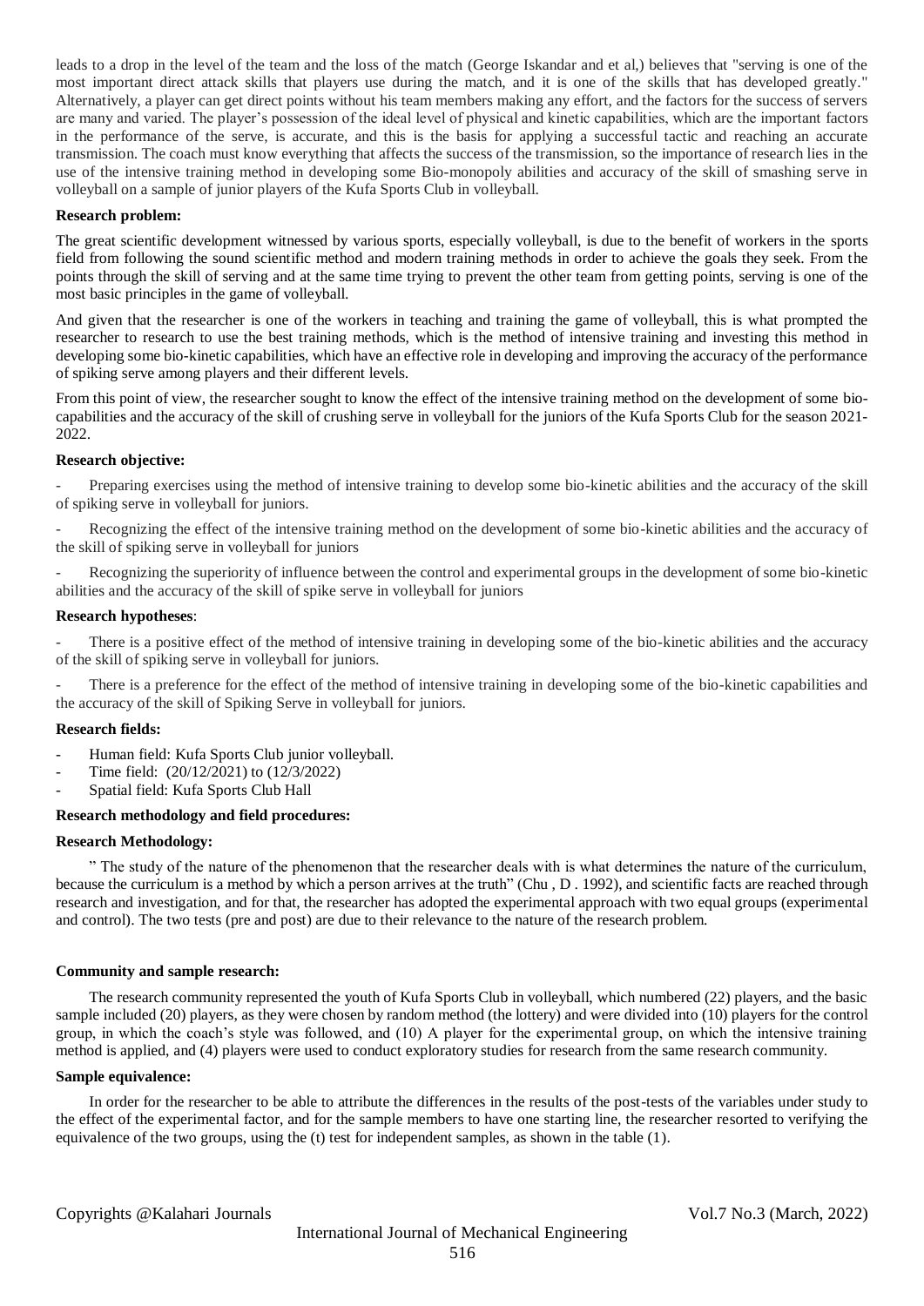leads to a drop in the level of the team and the loss of the match (George Iskandar and et al,) believes that "serving is one of the most important direct attack skills that players use during the match, and it is one of the skills that has developed greatly." Alternatively, a player can get direct points without his team members making any effort, and the factors for the success of servers are many and varied. The player's possession of the ideal level of physical and kinetic capabilities, which are the important factors in the performance of the serve, is accurate, and this is the basis for applying a successful tactic and reaching an accurate transmission. The coach must know everything that affects the success of the transmission, so the importance of research lies in the use of the intensive training method in developing some Bio-monopoly abilities and accuracy of the skill of smashing serve in volleyball on a sample of junior players of the Kufa Sports Club in volleyball.

**Research problem:**

The great scientific development witnessed by various sports, especially volleyball, is due to the benefit of workers in the sports field from following the sound scientific method and modern training methods in order to achieve the goals they seek. From the points through the skill of serving and at the same time trying to prevent the other team from getting points, serving is one of the most basic principles in the game of volleyball.

And given that the researcher is one of the workers in teaching and training the game of volleyball, this is what prompted the researcher to research to use the best training methods, which is the method of intensive training and investing this method in developing some bio-kinetic capabilities, which have an effective role in developing and improving the accuracy of the performance of spiking serve among players and their different levels.

From this point of view, the researcher sought to know the effect of the intensive training method on the development of some bio-capabilities and the accuracy of the skill of crushing serve in volleyball for the juniors of the Kufa Sports Club for the season 2021-2022.

**Research objective:**

- Preparing exercises using the method of intensive training to develop some bio-kinetic abilities and the accuracy of the skill of spiking serve in volleyball for juniors.
- Recognizing the effect of the intensive training method on the development of some bio-kinetic abilities and the accuracy of the skill of spiking serve in volleyball for juniors
- Recognizing the superiority of influence between the control and experimental groups in the development of some bio-kinetic abilities and the accuracy of the skill of spike serve in volleyball for juniors

**Research hypotheses**:

- There is a positive effect of the method of intensive training in developing some of the bio-kinetic abilities and the accuracy of the skill of spiking serve in volleyball for juniors.
- There is a preference for the effect of the method of intensive training in developing some of the bio-kinetic capabilities and the accuracy of the skill of Spiking Serve in volleyball for juniors.

**Research fields:**

- Human field: Kufa Sports Club junior volleyball.
- Time field: (20/12/2021) to (12/3/2022)
- Spatial field: Kufa Sports Club Hall

**Research methodology and field procedures:**

**Research Methodology:**

" The study of the nature of the phenomenon that the researcher deals with is what determines the nature of the curriculum, because the curriculum is a method by which a person arrives at the truth" (Chu , D . 1992), and scientific facts are reached through research and investigation, and for that, the researcher has adopted the experimental approach with two equal groups (experimental and control). The two tests (pre and post) are due to their relevance to the nature of the research problem.

**Community and sample research:**

The research community represented the youth of Kufa Sports Club in volleyball, which numbered (22) players, and the basic sample included (20) players, as they were chosen by random method (the lottery) and were divided into (10) players for the control group, in which the coach's style was followed, and (10) A player for the experimental group, on which the intensive training method is applied, and (4) players were used to conduct exploratory studies for research from the same research community.

**Sample equivalence:**

In order for the researcher to be able to attribute the differences in the results of the post-tests of the variables under study to the effect of the experimental factor, and for the sample members to have one starting line, the researcher resorted to verifying the equivalence of the two groups, using the (t) test for independent samples, as shown in the table (1).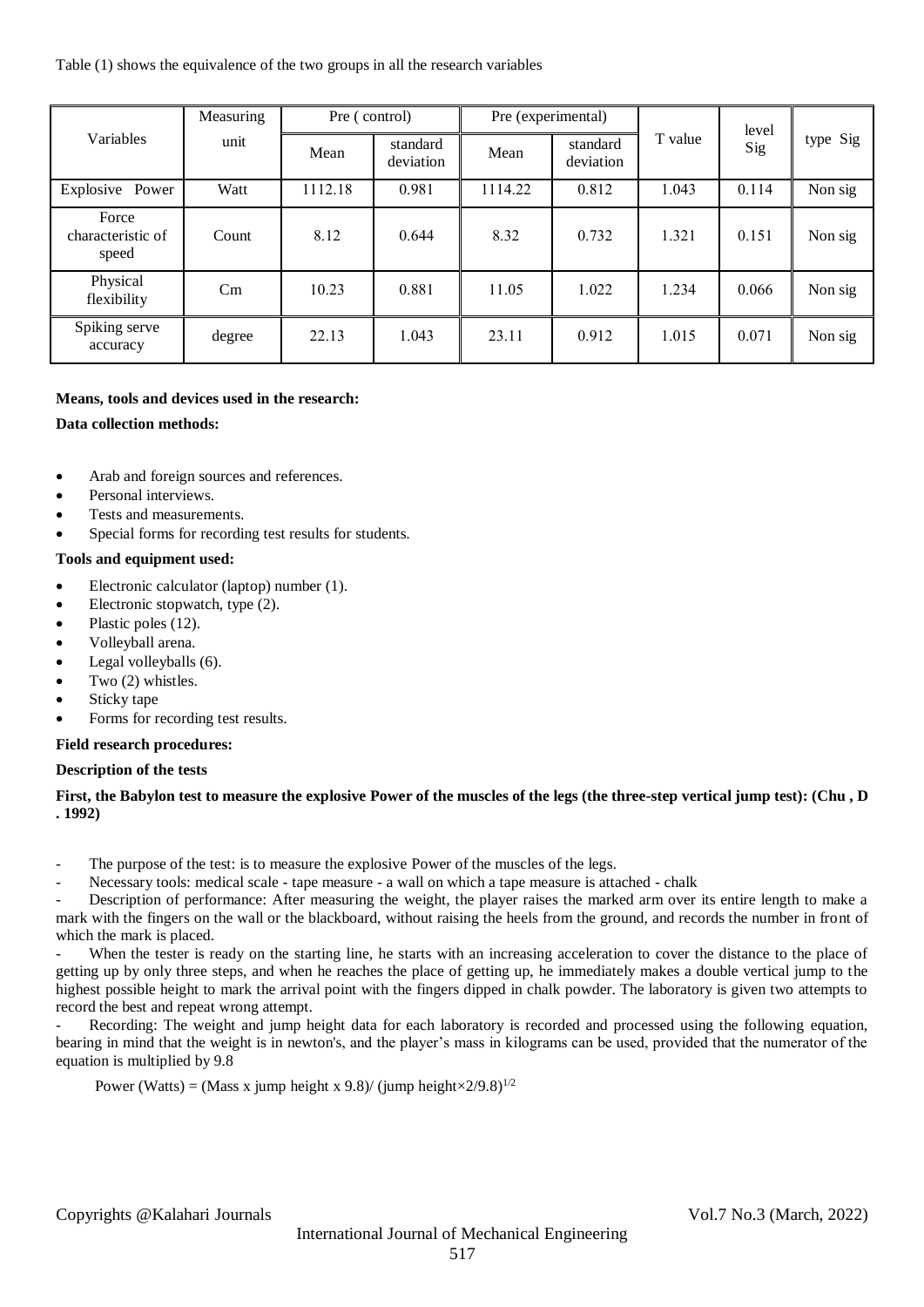Table (1) shows the equivalence of the two groups in all the research variables

| Variables | Measuring unit | Pre ( control) | | Pre (experimental) | | T value | level Sig | type Sig |
|---|---|---|---|---|---|---|---|---|
| | | Mean | standard deviation | Mean | standard deviation | | | |
| Explosive Power | Watt | 1112.18 | 0.981 | 1114.22 | 0.812 | 1.043 | 0.114 | Non sig |
| Force characteristic of speed | Count | 8.12 | 0.644 | 8.32 | 0.732 | 1.321 | 0.151 | Non sig |
| Physical flexibility | Cm | 10.23 | 0.881 | 11.05 | 1.022 | 1.234 | 0.066 | Non sig |
| Spiking serve accuracy | degree | 22.13 | 1.043 | 23.11 | 0.912 | 1.015 | 0.071 | Non sig |

**Means, tools and devices used in the research:**

**Data collection methods:**

- Arab and foreign sources and references.
- Personal interviews.
- Tests and measurements.
- Special forms for recording test results for students.

**Tools and equipment used:**

- Electronic calculator (laptop) number (1).
- Electronic stopwatch, type (2).
- Plastic poles (12).
- Volleyball arena.
- Legal volleyballs (6).
- Two (2) whistles.
- Sticky tape
- Forms for recording test results.

**Field research procedures:**

**Description of the tests**

**First, the Babylon test to measure the explosive Power of the muscles of the legs (the three-step vertical jump test): (Chu , D . 1992)**

- The purpose of the test: is to measure the explosive Power of the muscles of the legs.
- Necessary tools: medical scale - tape measure - a wall on which a tape measure is attached - chalk
- Description of performance: After measuring the weight, the player raises the marked arm over its entire length to make a mark with the fingers on the wall or the blackboard, without raising the heels from the ground, and records the number in front of which the mark is placed.
- When the tester is ready on the starting line, he starts with an increasing acceleration to cover the distance to the place of getting up by only three steps, and when he reaches the place of getting up, he immediately makes a double vertical jump to the highest possible height to mark the arrival point with the fingers dipped in chalk powder. The laboratory is given two attempts to record the best and repeat wrong attempt.
- Recording: The weight and jump height data for each laboratory is recorded and processed using the following equation, bearing in mind that the weight is in newton's, and the player's mass in kilograms can be used, provided that the numerator of the equation is multiplied by 9.8

$$\text{Power (Watts)} = (\text{Mass x jump height x } 9.8) / (\text{jump height} \times 2/9.8)^{1/2}$$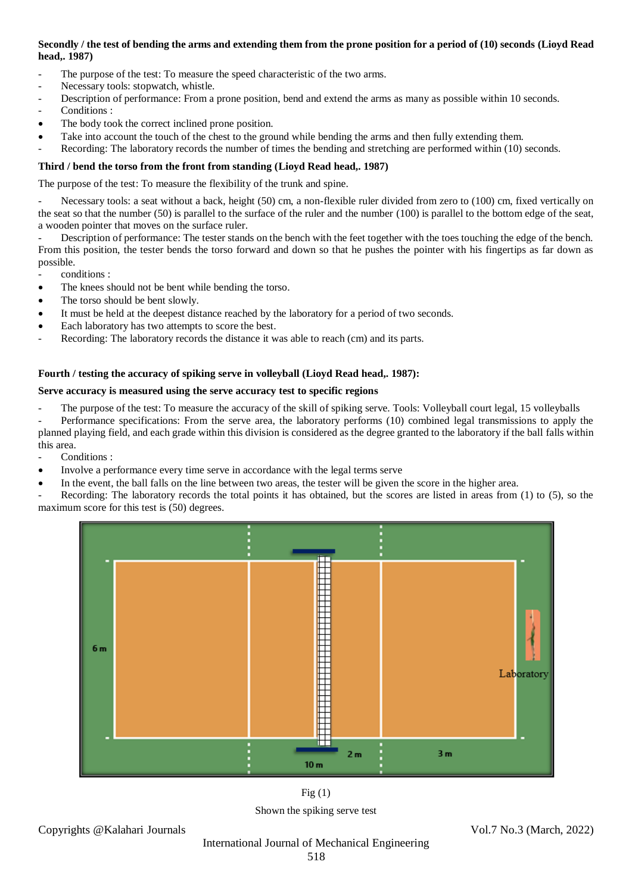**Secondly / the test of bending the arms and extending them from the prone position for a period of (10) seconds (Lioyd Read head,. 1987)**

- The purpose of the test: To measure the speed characteristic of the two arms.
- Necessary tools: stopwatch, whistle.
- Description of performance: From a prone position, bend and extend the arms as many as possible within 10 seconds.
- Conditions :
  - The body took the correct inclined prone position.
  - Take into account the touch of the chest to the ground while bending the arms and then fully extending them.
- Recording: The laboratory records the number of times the bending and stretching are performed within (10) seconds.

**Third / bend the torso from the front from standing (Lioyd Read head,. 1987)**

The purpose of the test: To measure the flexibility of the trunk and spine.

- Necessary tools: a seat without a back, height (50) cm, a non-flexible ruler divided from zero to (100) cm, fixed vertically on the seat so that the number (50) is parallel to the surface of the ruler and the number (100) is parallel to the bottom edge of the seat, a wooden pointer that moves on the surface ruler.
- Description of performance: The tester stands on the bench with the feet together with the toes touching the edge of the bench. From this position, the tester bends the torso forward and down so that he pushes the pointer with his fingertips as far down as possible.
- conditions :
  - The knees should not be bent while bending the torso.
  - The torso should be bent slowly.
  - It must be held at the deepest distance reached by the laboratory for a period of two seconds.
  - Each laboratory has two attempts to score the best.
- Recording: The laboratory records the distance it was able to reach (cm) and its parts.

**Fourth / testing the accuracy of spiking serve in volleyball (Lioyd Read head,. 1987):**

**Serve accuracy is measured using the serve accuracy test to specific regions**

- The purpose of the test: To measure the accuracy of the skill of spiking serve. Tools: Volleyball court legal, 15 volleyballs
- Performance specifications: From the serve area, the laboratory performs (10) combined legal transmissions to apply the planned playing field, and each grade within this division is considered as the degree granted to the laboratory if the ball falls within this area.
- Conditions :
  - Involve a performance every time serve in accordance with the legal terms serve
  - In the event, the ball falls on the line between two areas, the tester will be given the score in the higher area.
- Recording: The laboratory records the total points it has obtained, but the scores are listed in areas from (1) to (5), so the maximum score for this test is (50) degrees.

Fig (1)

Shown the spiking serve test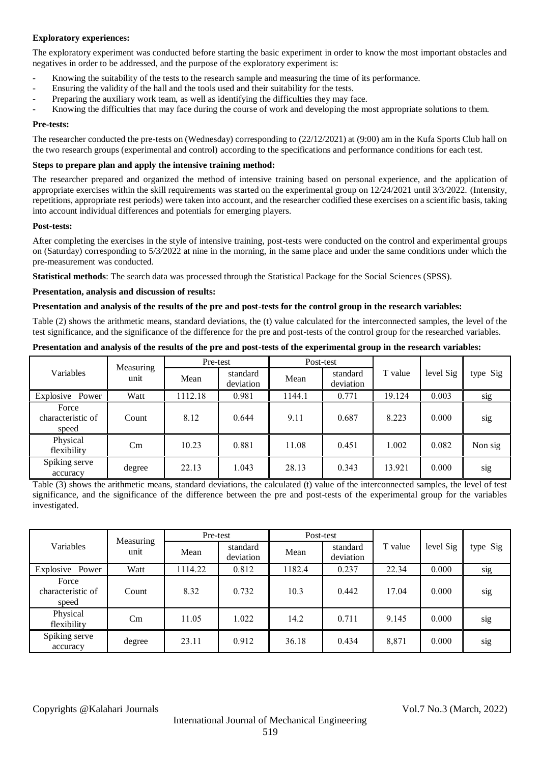**Exploratory experiences:**

The exploratory experiment was conducted before starting the basic experiment in order to know the most important obstacles and negatives in order to be addressed, and the purpose of the exploratory experiment is:

- Knowing the suitability of the tests to the research sample and measuring the time of its performance.
- Ensuring the validity of the hall and the tools used and their suitability for the tests.
- Preparing the auxiliary work team, as well as identifying the difficulties they may face.
- Knowing the difficulties that may face during the course of work and developing the most appropriate solutions to them.

**Pre-tests:**

The researcher conducted the pre-tests on (Wednesday) corresponding to (22/12/2021) at (9:00) am in the Kufa Sports Club hall on the two research groups (experimental and control) according to the specifications and performance conditions for each test.

**Steps to prepare plan and apply the intensive training method:**

The researcher prepared and organized the method of intensive training based on personal experience, and the application of appropriate exercises within the skill requirements was started on the experimental group on 12/24/2021 until 3/3/2022. (Intensity, repetitions, appropriate rest periods) were taken into account, and the researcher codified these exercises on a scientific basis, taking into account individual differences and potentials for emerging players.

**Post-tests:**

After completing the exercises in the style of intensive training, post-tests were conducted on the control and experimental groups on (Saturday) corresponding to 5/3/2022 at nine in the morning, in the same place and under the same conditions under which the pre-measurement was conducted.

**Statistical methods**: The search data was processed through the Statistical Package for the Social Sciences (SPSS).

**Presentation, analysis and discussion of results:**

**Presentation and analysis of the results of the pre and post-tests for the control group in the research variables:**

Table (2) shows the arithmetic means, standard deviations, the (t) value calculated for the interconnected samples, the level of the test significance, and the significance of the difference for the pre and post-tests of the control group for the researched variables.

**Presentation and analysis of the results of the pre and post-tests of the experimental group in the research variables:**

| Variables | Measuring unit | Pre-test | | Post-test | | T value | level Sig | type Sig |
|---|---|---|---|---|---|---|---|---|
| | | Mean | standard deviation | Mean | standard deviation | | | |
| Explosive Power | Watt | 1112.18 | 0.981 | 1144.1 | 0.771 | 19.124 | 0.003 | sig |
| Force characteristic of speed | Count | 8.12 | 0.644 | 9.11 | 0.687 | 8.223 | 0.000 | sig |
| Physical flexibility | Cm | 10.23 | 0.881 | 11.08 | 0.451 | 1.002 | 0.082 | Non sig |
| Spiking serve accuracy | degree | 22.13 | 1.043 | 28.13 | 0.343 | 13.921 | 0.000 | sig |

Table (3) shows the arithmetic means, standard deviations, the calculated (t) value of the interconnected samples, the level of test significance, and the significance of the difference between the pre and post-tests of the experimental group for the variables investigated.

| Variables | Measuring unit | Pre-test | | Post-test | | T value | level Sig | type Sig |
|---|---|---|---|---|---|---|---|---|
| | | Mean | standard deviation | Mean | standard deviation | | | |
| Explosive Power | Watt | 1114.22 | 0.812 | 1182.4 | 0.237 | 22.34 | 0.000 | sig |
| Force characteristic of speed | Count | 8.32 | 0.732 | 10.3 | 0.442 | 17.04 | 0.000 | sig |
| Physical flexibility | Cm | 11.05 | 1.022 | 14.2 | 0.711 | 9.145 | 0.000 | sig |
| Spiking serve accuracy | degree | 23.11 | 0.912 | 36.18 | 0.434 | 8,871 | 0.000 | sig |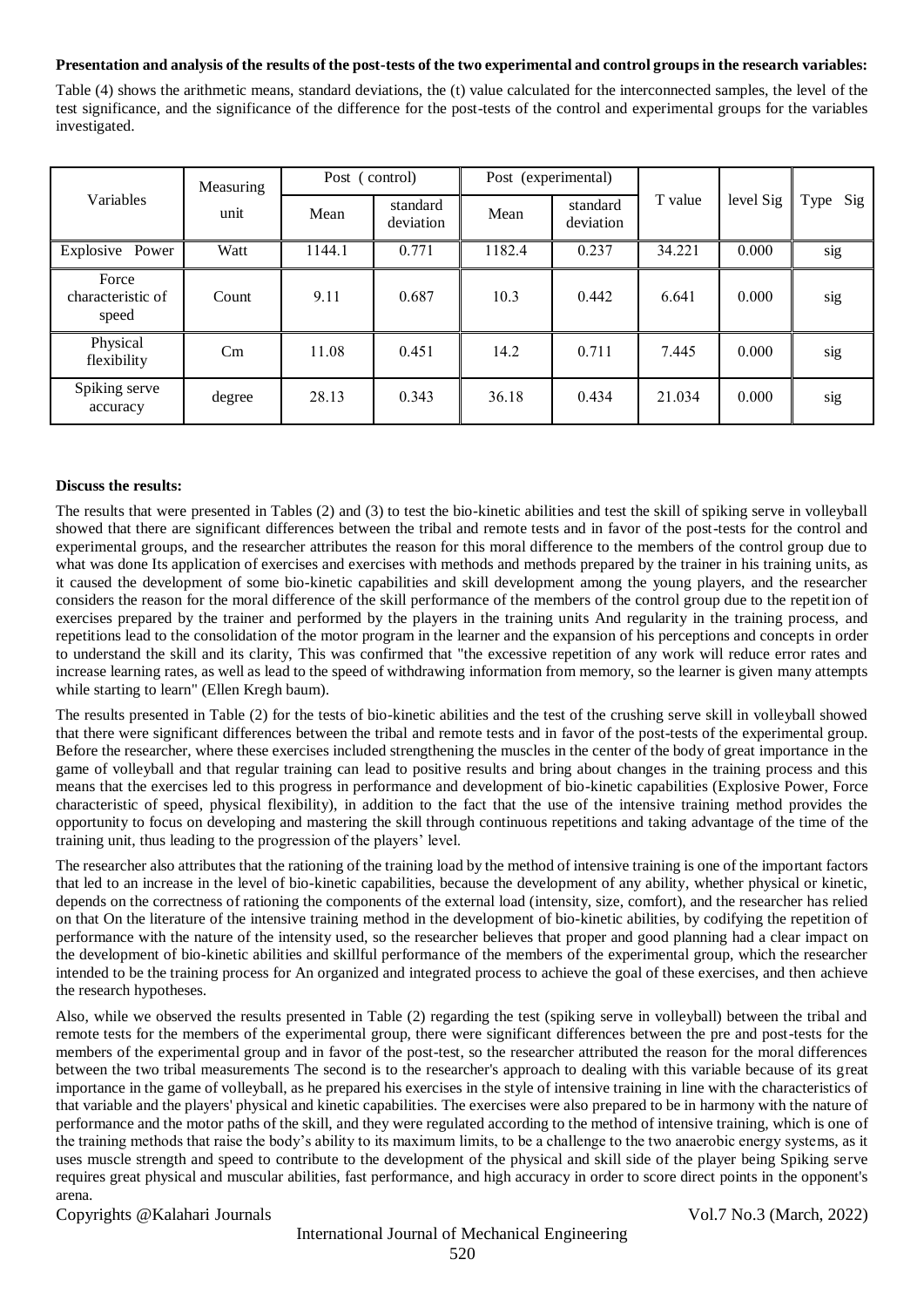**Presentation and analysis of the results of the post-tests of the two experimental and control groups in the research variables:**

Table (4) shows the arithmetic means, standard deviations, the (t) value calculated for the interconnected samples, the level of the test significance, and the significance of the difference for the post-tests of the control and experimental groups for the variables investigated.

| Variables | Measuring unit | Post (control) | | Post (experimental) | | T value | level Sig | Type Sig |
|---|---|---|---|---|---|---|---|---|
| | | Mean | standard deviation | Mean | standard deviation | | | |
| Explosive Power | Watt | 1144.1 | 0.771 | 1182.4 | 0.237 | 34.221 | 0.000 | sig |
| Force characteristic of speed | Count | 9.11 | 0.687 | 10.3 | 0.442 | 6.641 | 0.000 | sig |
| Physical flexibility | Cm | 11.08 | 0.451 | 14.2 | 0.711 | 7.445 | 0.000 | sig |
| Spiking serve accuracy | degree | 28.13 | 0.343 | 36.18 | 0.434 | 21.034 | 0.000 | sig |

**Discuss the results:**

The results that were presented in Tables (2) and (3) to test the bio-kinetic abilities and test the skill of spiking serve in volleyball showed that there are significant differences between the tribal and remote tests and in favor of the post-tests for the control and experimental groups, and the researcher attributes the reason for this moral difference to the members of the control group due to what was done Its application of exercises and exercises with methods and methods prepared by the trainer in his training units, as it caused the development of some bio-kinetic capabilities and skill development among the young players, and the researcher considers the reason for the moral difference of the skill performance of the members of the control group due to the repetition of exercises prepared by the trainer and performed by the players in the training units And regularity in the training process, and repetitions lead to the consolidation of the motor program in the learner and the expansion of his perceptions and concepts in order to understand the skill and its clarity, This was confirmed that "the excessive repetition of any work will reduce error rates and increase learning rates, as well as lead to the speed of withdrawing information from memory, so the learner is given many attempts while starting to learn" (Ellen Kregh baum).

The results presented in Table (2) for the tests of bio-kinetic abilities and the test of the crushing serve skill in volleyball showed that there were significant differences between the tribal and remote tests and in favor of the post-tests of the experimental group. Before the researcher, where these exercises included strengthening the muscles in the center of the body of great importance in the game of volleyball and that regular training can lead to positive results and bring about changes in the training process and this means that the exercises led to this progress in performance and development of bio-kinetic capabilities (Explosive Power, Force characteristic of speed, physical flexibility), in addition to the fact that the use of the intensive training method provides the opportunity to focus on developing and mastering the skill through continuous repetitions and taking advantage of the time of the training unit, thus leading to the progression of the players' level.

The researcher also attributes that the rationing of the training load by the method of intensive training is one of the important factors that led to an increase in the level of bio-kinetic capabilities, because the development of any ability, whether physical or kinetic, depends on the correctness of rationing the components of the external load (intensity, size, comfort), and the researcher has relied on that On the literature of the intensive training method in the development of bio-kinetic abilities, by codifying the repetition of performance with the nature of the intensity used, so the researcher believes that proper and good planning had a clear impact on the development of bio-kinetic abilities and skillful performance of the members of the experimental group, which the researcher intended to be the training process for An organized and integrated process to achieve the goal of these exercises, and then achieve the research hypotheses.

Also, while we observed the results presented in Table (2) regarding the test (spiking serve in volleyball) between the tribal and remote tests for the members of the experimental group, there were significant differences between the pre and post-tests for the members of the experimental group and in favor of the post-test, so the researcher attributed the reason for the moral differences between the two tribal measurements The second is to the researcher's approach to dealing with this variable because of its great importance in the game of volleyball, as he prepared his exercises in the style of intensive training in line with the characteristics of that variable and the players' physical and kinetic capabilities. The exercises were also prepared to be in harmony with the nature of performance and the motor paths of the skill, and they were regulated according to the method of intensive training, which is one of the training methods that raise the body's ability to its maximum limits, to be a challenge to the two anaerobic energy systems, as it uses muscle strength and speed to contribute to the development of the physical and skill side of the player being Spiking serve requires great physical and muscular abilities, fast performance, and high accuracy in order to score direct points in the opponent's arena.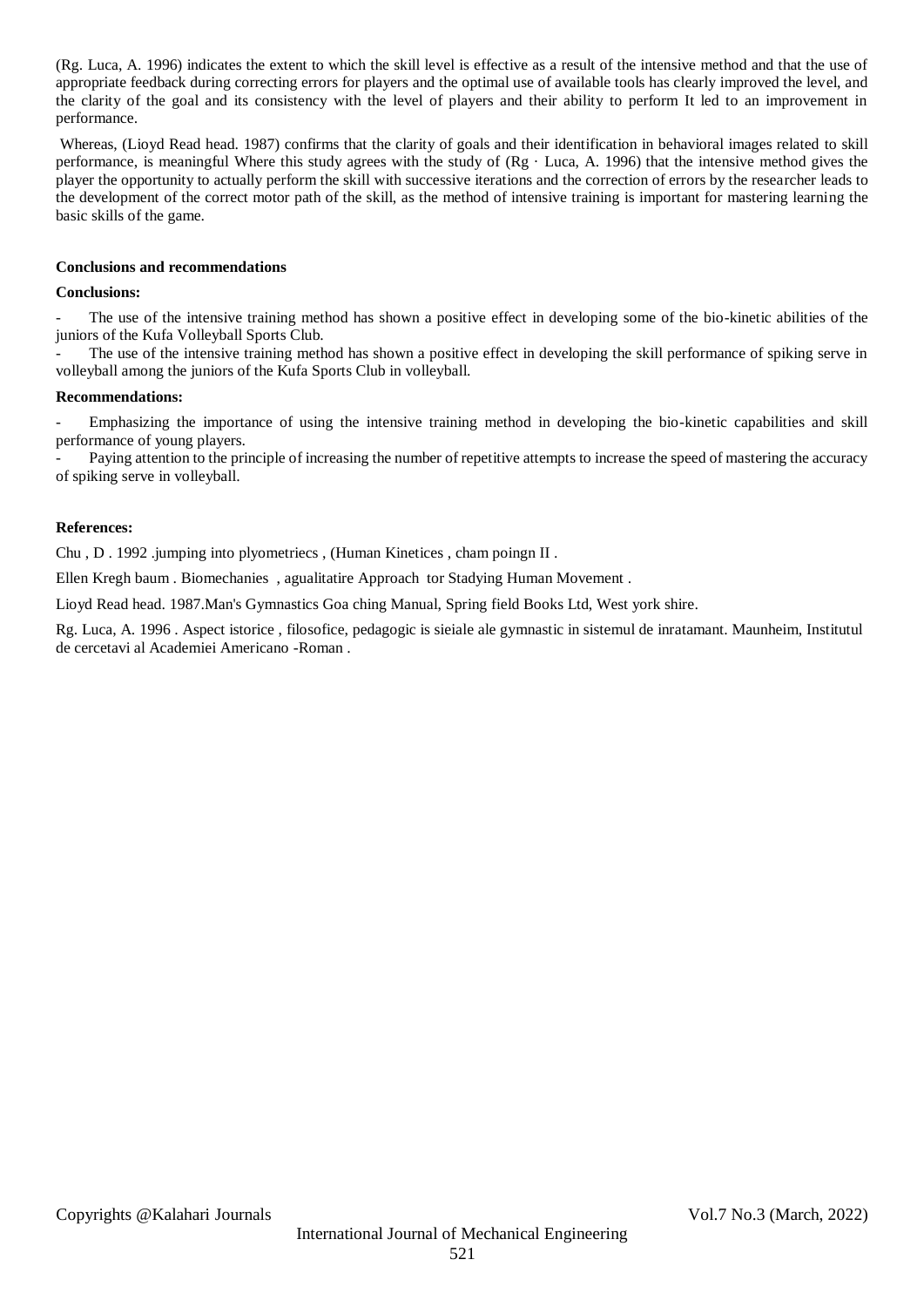(Rg. Luca, A. 1996) indicates the extent to which the skill level is effective as a result of the intensive method and that the use of appropriate feedback during correcting errors for players and the optimal use of available tools has clearly improved the level, and the clarity of the goal and its consistency with the level of players and their ability to perform It led to an improvement in performance.

Whereas, (Lioyd Read head. 1987) confirms that the clarity of goals and their identification in behavioral images related to skill performance, is meaningful Where this study agrees with the study of (Rg · Luca, A. 1996) that the intensive method gives the player the opportunity to actually perform the skill with successive iterations and the correction of errors by the researcher leads to the development of the correct motor path of the skill, as the method of intensive training is important for mastering learning the basic skills of the game.

**Conclusions and recommendations**

**Conclusions:**

- The use of the intensive training method has shown a positive effect in developing some of the bio-kinetic abilities of the juniors of the Kufa Volleyball Sports Club.
- The use of the intensive training method has shown a positive effect in developing the skill performance of spiking serve in volleyball among the juniors of the Kufa Sports Club in volleyball.

**Recommendations:**

- Emphasizing the importance of using the intensive training method in developing the bio-kinetic capabilities and skill performance of young players.
- Paying attention to the principle of increasing the number of repetitive attempts to increase the speed of mastering the accuracy of spiking serve in volleyball.

**References:**

Chu , D . 1992 .jumping into plyometriecs , (Human Kinetices , cham poingn II .

Ellen Kregh baum . Biomechanies , agualitatire Approach tor Stadying Human Movement .

Lioyd Read head. 1987.Man's Gymnastics Goa ching Manual, Spring field Books Ltd, West york shire.

Rg. Luca, A. 1996 . Aspect istorice , filosofice, pedagogic is sieiale ale gymnastic in sistemul de inratamant. Maunheim, Institutul de cercetavi al Academiei Americano -Roman .